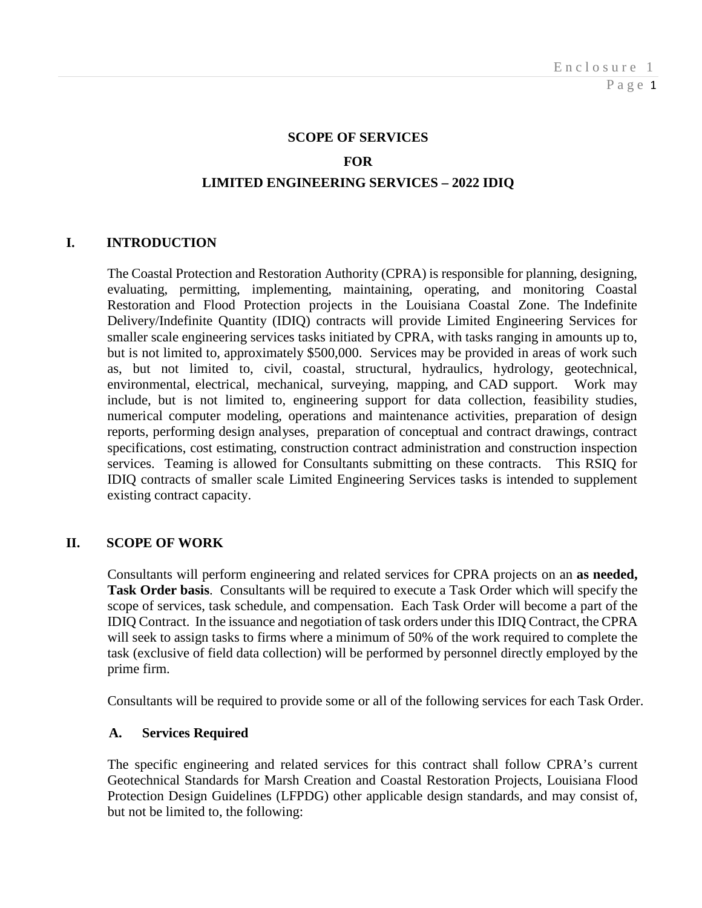# SCOPE OF SERVICES
# FOR
# LIMITED ENGINEERING SERVICES – 2022 IDIQ

## I. INTRODUCTION

The Coastal Protection and Restoration Authority (CPRA) is responsible for planning, designing, evaluating, permitting, implementing, maintaining, operating, and monitoring Coastal Restoration and Flood Protection projects in the Louisiana Coastal Zone. The Indefinite Delivery/Indefinite Quantity (IDIQ) contracts will provide Limited Engineering Services for smaller scale engineering services tasks initiated by CPRA, with tasks ranging in amounts up to, but is not limited to, approximately $500,000. Services may be provided in areas of work such as, but not limited to, civil, coastal, structural, hydraulics, hydrology, geotechnical, environmental, electrical, mechanical, surveying, mapping, and CAD support. Work may include, but is not limited to, engineering support for data collection, feasibility studies, numerical computer modeling, operations and maintenance activities, preparation of design reports, performing design analyses, preparation of conceptual and contract drawings, contract specifications, cost estimating, construction contract administration and construction inspection services. Teaming is allowed for Consultants submitting on these contracts. This RSIQ for IDIQ contracts of smaller scale Limited Engineering Services tasks is intended to supplement existing contract capacity.

## II. SCOPE OF WORK

Consultants will perform engineering and related services for CPRA projects on an **as needed, Task Order basis**. Consultants will be required to execute a Task Order which will specify the scope of services, task schedule, and compensation. Each Task Order will become a part of the IDIQ Contract. In the issuance and negotiation of task orders under this IDIQ Contract, the CPRA will seek to assign tasks to firms where a minimum of 50% of the work required to complete the task (exclusive of field data collection) will be performed by personnel directly employed by the prime firm.

Consultants will be required to provide some or all of the following services for each Task Order.

### A. Services Required

The specific engineering and related services for this contract shall follow CPRA's current Geotechnical Standards for Marsh Creation and Coastal Restoration Projects, Louisiana Flood Protection Design Guidelines (LFPDG) other applicable design standards, and may consist of, but not be limited to, the following: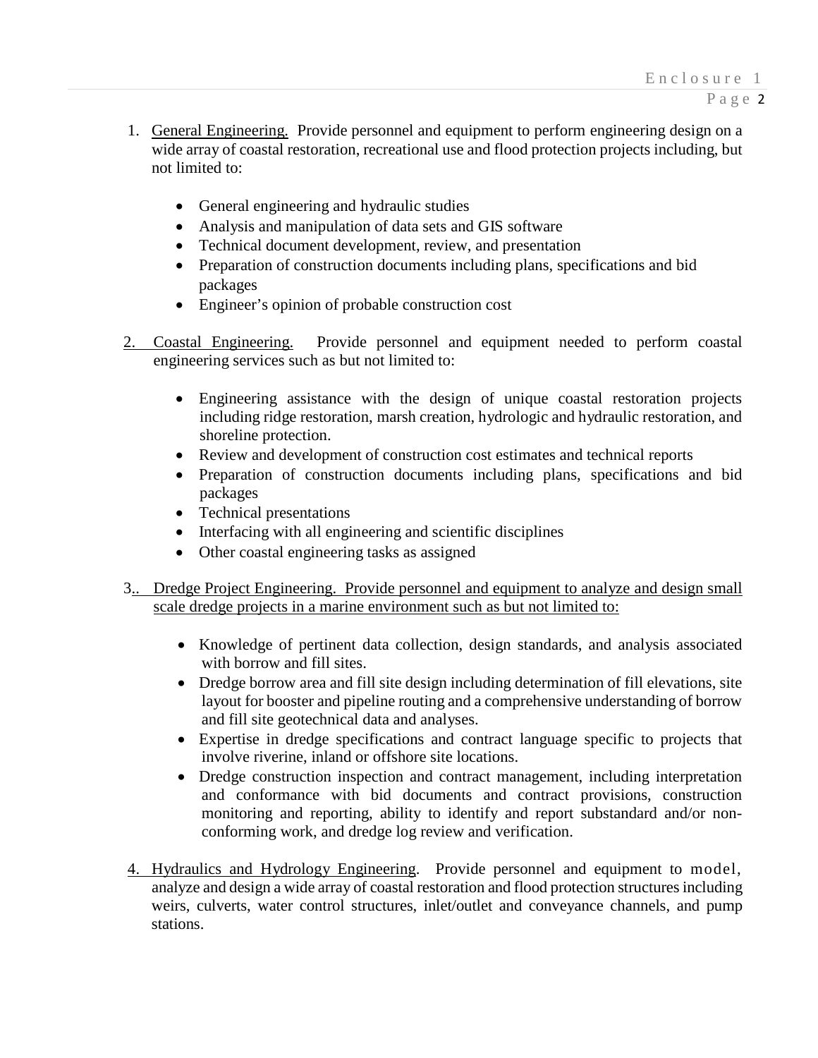1. General Engineering. Provide personnel and equipment to perform engineering design on a wide array of coastal restoration, recreational use and flood protection projects including, but not limited to:

    - General engineering and hydraulic studies
    - Analysis and manipulation of data sets and GIS software
    - Technical document development, review, and presentation
    - Preparation of construction documents including plans, specifications and bid packages
    - Engineer's opinion of probable construction cost

2. Coastal Engineering. Provide personnel and equipment needed to perform coastal engineering services such as but not limited to:

    - Engineering assistance with the design of unique coastal restoration projects including ridge restoration, marsh creation, hydrologic and hydraulic restoration, and shoreline protection.
    - Review and development of construction cost estimates and technical reports
    - Preparation of construction documents including plans, specifications and bid packages
    - Technical presentations
    - Interfacing with all engineering and scientific disciplines
    - Other coastal engineering tasks as assigned

3.. Dredge Project Engineering. Provide personnel and equipment to analyze and design small scale dredge projects in a marine environment such as but not limited to:

    - Knowledge of pertinent data collection, design standards, and analysis associated with borrow and fill sites.
    - Dredge borrow area and fill site design including determination of fill elevations, site layout for booster and pipeline routing and a comprehensive understanding of borrow and fill site geotechnical data and analyses.
    - Expertise in dredge specifications and contract language specific to projects that involve riverine, inland or offshore site locations.
    - Dredge construction inspection and contract management, including interpretation and conformance with bid documents and contract provisions, construction monitoring and reporting, ability to identify and report substandard and/or non-conforming work, and dredge log review and verification.

4. Hydraulics and Hydrology Engineering. Provide personnel and equipment to model, analyze and design a wide array of coastal restoration and flood protection structures including weirs, culverts, water control structures, inlet/outlet and conveyance channels, and pump stations.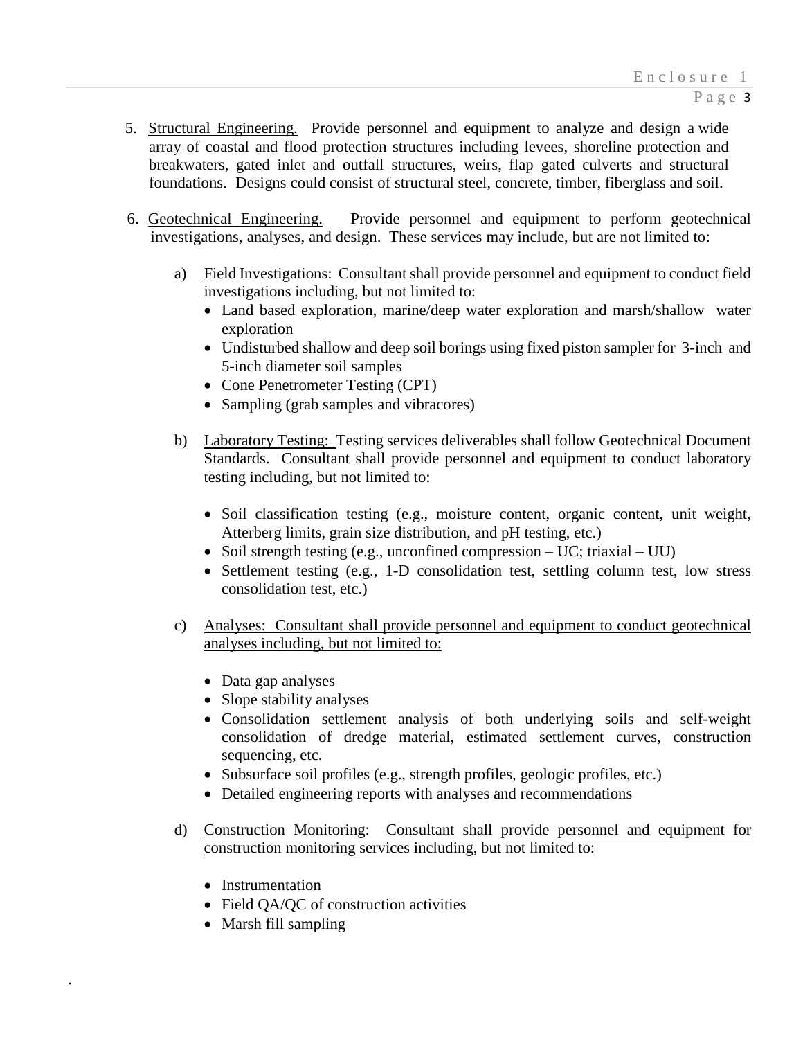5. Structural Engineering. Provide personnel and equipment to analyze and design a wide array of coastal and flood protection structures including levees, shoreline protection and breakwaters, gated inlet and outfall structures, weirs, flap gated culverts and structural foundations. Designs could consist of structural steel, concrete, timber, fiberglass and soil.

6. Geotechnical Engineering. Provide personnel and equipment to perform geotechnical investigations, analyses, and design. These services may include, but are not limited to:

   a) Field Investigations: Consultant shall provide personnel and equipment to conduct field investigations including, but not limited to:
      - Land based exploration, marine/deep water exploration and marsh/shallow water exploration
      - Undisturbed shallow and deep soil borings using fixed piston sampler for 3-inch and 5-inch diameter soil samples
      - Cone Penetrometer Testing (CPT)
      - Sampling (grab samples and vibracores)

   b) Laboratory Testing: Testing services deliverables shall follow Geotechnical Document Standards. Consultant shall provide personnel and equipment to conduct laboratory testing including, but not limited to:
      - Soil classification testing (e.g., moisture content, organic content, unit weight, Atterberg limits, grain size distribution, and pH testing, etc.)
      - Soil strength testing (e.g., unconfined compression – UC; triaxial – UU)
      - Settlement testing (e.g., 1-D consolidation test, settling column test, low stress consolidation test, etc.)

   c) Analyses: Consultant shall provide personnel and equipment to conduct geotechnical analyses including, but not limited to:
      - Data gap analyses
      - Slope stability analyses
      - Consolidation settlement analysis of both underlying soils and self-weight consolidation of dredge material, estimated settlement curves, construction sequencing, etc.
      - Subsurface soil profiles (e.g., strength profiles, geologic profiles, etc.)
      - Detailed engineering reports with analyses and recommendations

   d) Construction Monitoring: Consultant shall provide personnel and equipment for construction monitoring services including, but not limited to:
      - Instrumentation
      - Field QA/QC of construction activities
      - Marsh fill sampling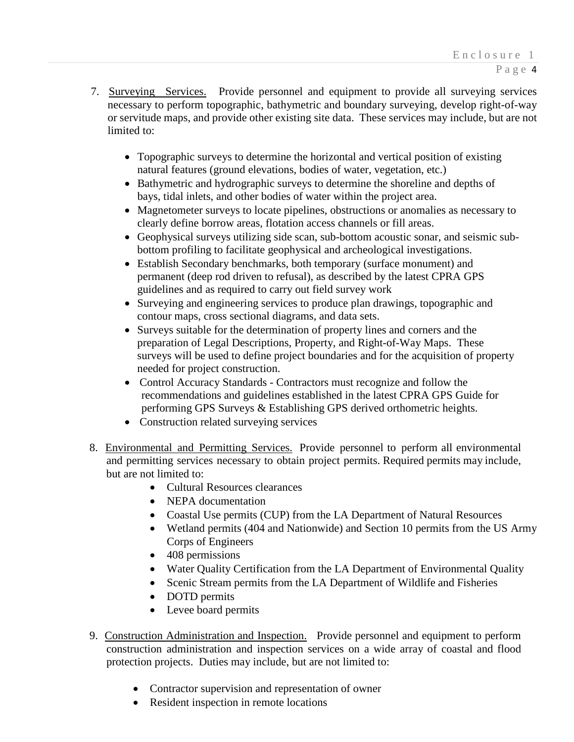7. <u>Surveying Services.</u> Provide personnel and equipment to provide all surveying services necessary to perform topographic, bathymetric and boundary surveying, develop right-of-way or servitude maps, and provide other existing site data. These services may include, but are not limited to:

    - Topographic surveys to determine the horizontal and vertical position of existing natural features (ground elevations, bodies of water, vegetation, etc.)
    - Bathymetric and hydrographic surveys to determine the shoreline and depths of bays, tidal inlets, and other bodies of water within the project area.
    - Magnetometer surveys to locate pipelines, obstructions or anomalies as necessary to clearly define borrow areas, flotation access channels or fill areas.
    - Geophysical surveys utilizing side scan, sub-bottom acoustic sonar, and seismic sub-bottom profiling to facilitate geophysical and archeological investigations.
    - Establish Secondary benchmarks, both temporary (surface monument) and permanent (deep rod driven to refusal), as described by the latest CPRA GPS guidelines and as required to carry out field survey work
    - Surveying and engineering services to produce plan drawings, topographic and contour maps, cross sectional diagrams, and data sets.
    - Surveys suitable for the determination of property lines and corners and the preparation of Legal Descriptions, Property, and Right-of-Way Maps. These surveys will be used to define project boundaries and for the acquisition of property needed for project construction.
    - Control Accuracy Standards - Contractors must recognize and follow the recommendations and guidelines established in the latest CPRA GPS Guide for performing GPS Surveys & Establishing GPS derived orthometric heights.
    - Construction related surveying services

8. <u>Environmental and Permitting Services.</u> Provide personnel to perform all environmental and permitting services necessary to obtain project permits. Required permits may include, but are not limited to:
    - Cultural Resources clearances
    - NEPA documentation
    - Coastal Use permits (CUP) from the LA Department of Natural Resources
    - Wetland permits (404 and Nationwide) and Section 10 permits from the US Army Corps of Engineers
    - 408 permissions
    - Water Quality Certification from the LA Department of Environmental Quality
    - Scenic Stream permits from the LA Department of Wildlife and Fisheries
    - DOTD permits
    - Levee board permits

9. <u>Construction Administration and Inspection.</u> Provide personnel and equipment to perform construction administration and inspection services on a wide array of coastal and flood protection projects. Duties may include, but are not limited to:

    - Contractor supervision and representation of owner
    - Resident inspection in remote locations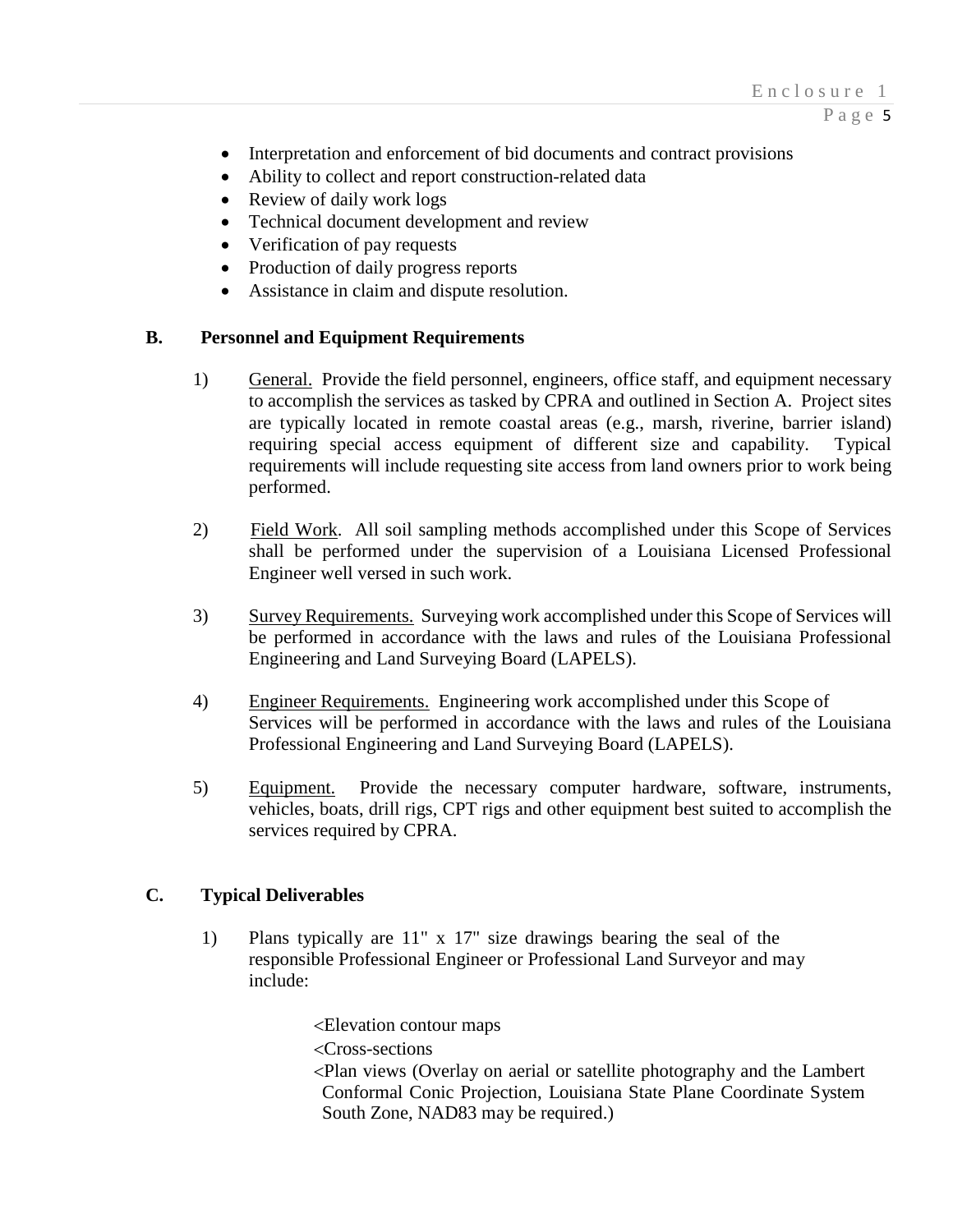- Interpretation and enforcement of bid documents and contract provisions
- Ability to collect and report construction-related data
- Review of daily work logs
- Technical document development and review
- Verification of pay requests
- Production of daily progress reports
- Assistance in claim and dispute resolution.

## B. Personnel and Equipment Requirements

1) General. Provide the field personnel, engineers, office staff, and equipment necessary to accomplish the services as tasked by CPRA and outlined in Section A. Project sites are typically located in remote coastal areas (e.g., marsh, riverine, barrier island) requiring special access equipment of different size and capability. Typical requirements will include requesting site access from land owners prior to work being performed.

2) Field Work. All soil sampling methods accomplished under this Scope of Services shall be performed under the supervision of a Louisiana Licensed Professional Engineer well versed in such work.

3) Survey Requirements. Surveying work accomplished under this Scope of Services will be performed in accordance with the laws and rules of the Louisiana Professional Engineering and Land Surveying Board (LAPELS).

4) Engineer Requirements. Engineering work accomplished under this Scope of Services will be performed in accordance with the laws and rules of the Louisiana Professional Engineering and Land Surveying Board (LAPELS).

5) Equipment. Provide the necessary computer hardware, software, instruments, vehicles, boats, drill rigs, CPT rigs and other equipment best suited to accomplish the services required by CPRA.

## C. Typical Deliverables

1) Plans typically are 11" x 17" size drawings bearing the seal of the responsible Professional Engineer or Professional Land Surveyor and may include:

<Elevation contour maps

<Cross-sections

<Plan views (Overlay on aerial or satellite photography and the Lambert Conformal Conic Projection, Louisiana State Plane Coordinate System South Zone, NAD83 may be required.)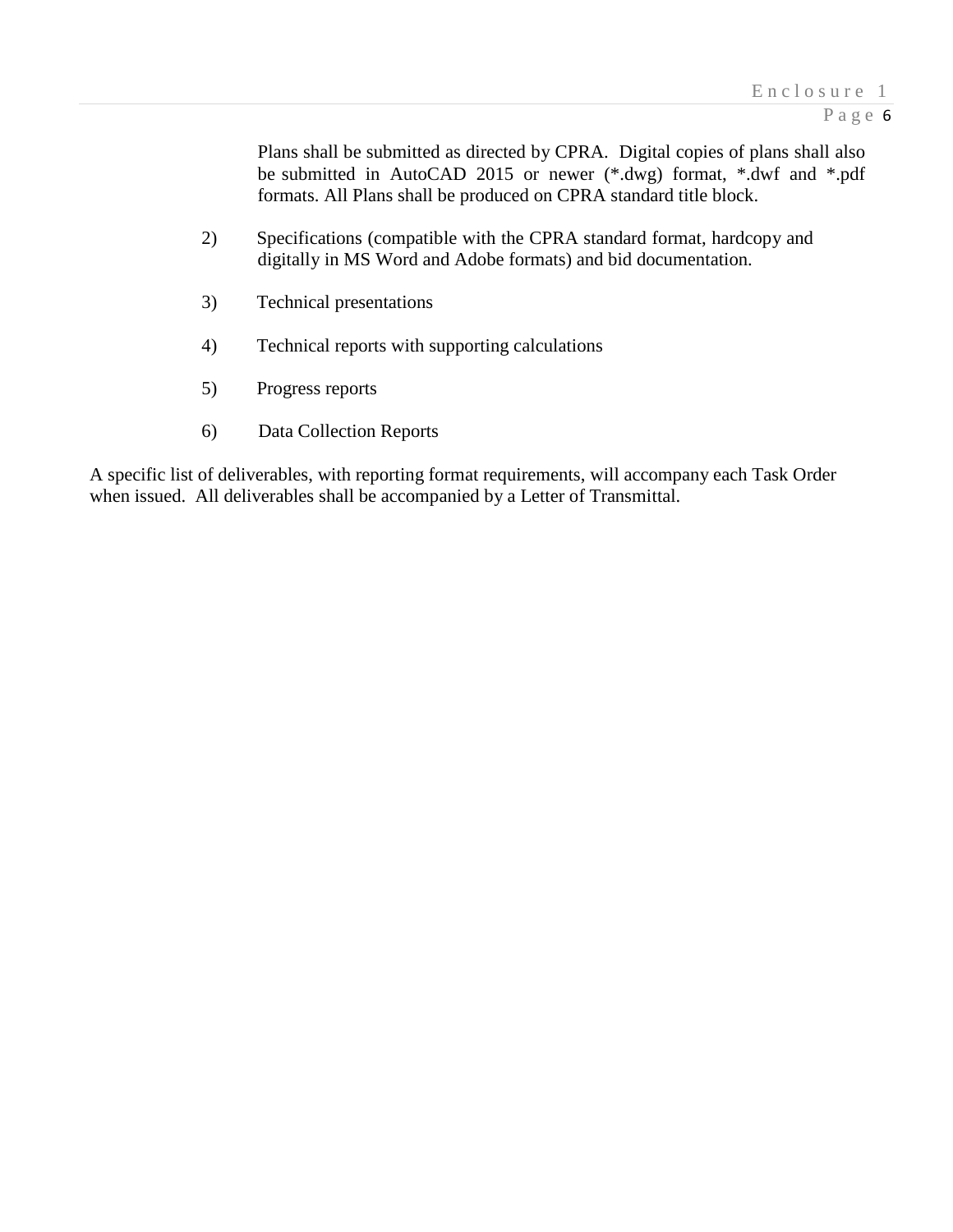Plans shall be submitted as directed by CPRA. Digital copies of plans shall also be submitted in AutoCAD 2015 or newer (*.dwg) format, *.dwf and *.pdf formats. All Plans shall be produced on CPRA standard title block.

2) Specifications (compatible with the CPRA standard format, hardcopy and digitally in MS Word and Adobe formats) and bid documentation.

3) Technical presentations

4) Technical reports with supporting calculations

5) Progress reports

6) Data Collection Reports

A specific list of deliverables, with reporting format requirements, will accompany each Task Order when issued. All deliverables shall be accompanied by a Letter of Transmittal.